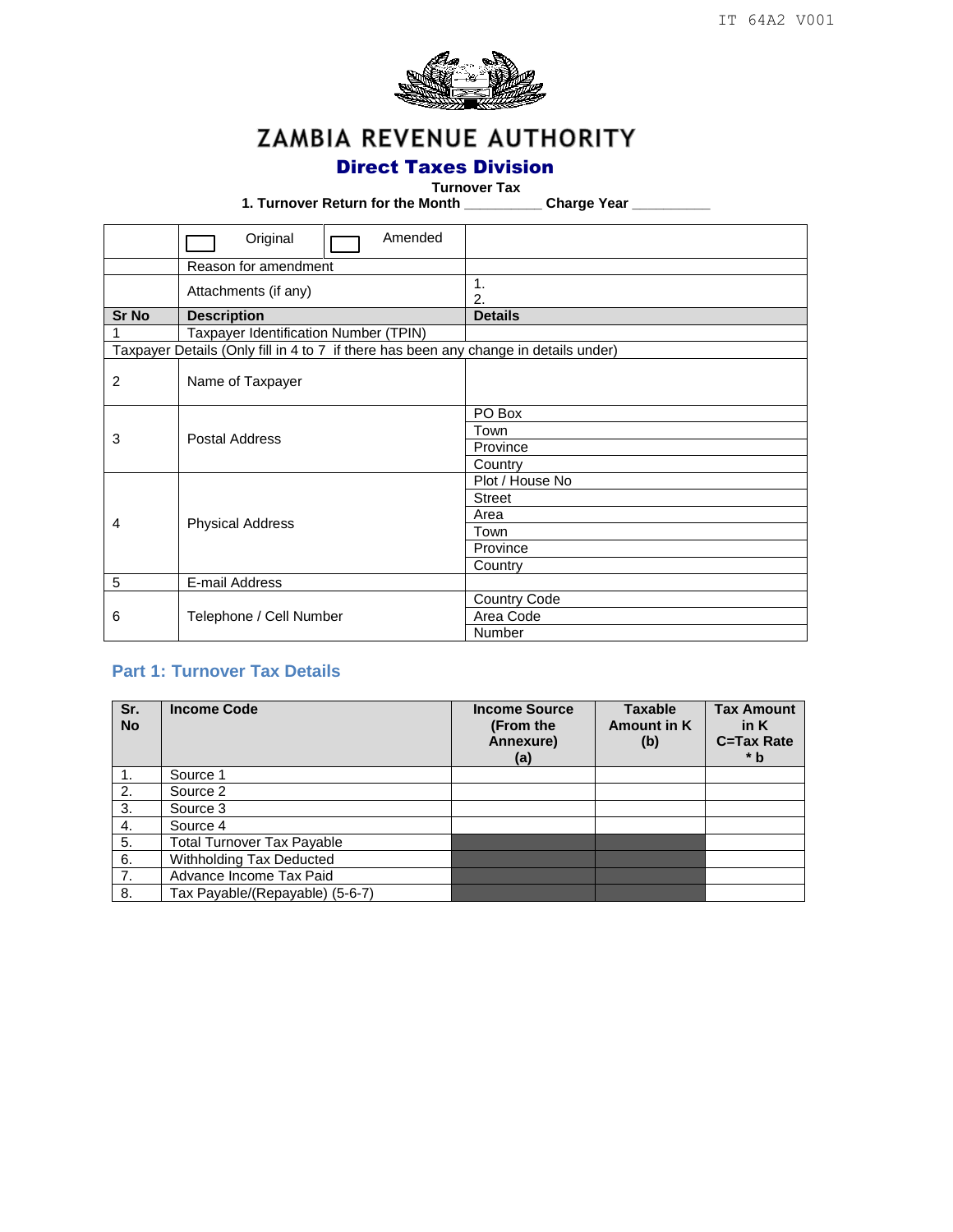IT 64A2 V001

# ZAMBIA REVENUE AUTHORITY

## Direct Taxes Division

**Turnover Tax**

**1. Turnover Return for the Month __________ Charge Year __________**

| | ☐ Original | ☐ Amended | |
|---|---|---|---|
| | Reason for amendment | | |
| | Attachments (if any) | | 1.<br>2. |
| **Sr No** | **Description** | | **Details** |
| 1 | Taxpayer Identification Number (TPIN) | | |
| Taxpayer Details (Only fill in 4 to 7 if there has been any change in details under) | | | |
| 2 | Name of Taxpayer | | |
| 3 | Postal Address | | PO Box |
| | | | Town |
| | | | Province |
| | | | Country |
| 4 | Physical Address | | Plot / House No |
| | | | Street |
| | | | Area |
| | | | Town |
| | | | Province |
| | | | Country |
| 5 | E-mail Address | | |
| 6 | Telephone / Cell Number | | Country Code |
| | | | Area Code |
| | | | Number |

## Part 1: Turnover Tax Details

| Sr. No | Income Code | Income Source (From the Annexure) (a) | Taxable Amount in K (b) | Tax Amount in K C=Tax Rate * b |
|---|---|---|---|---|
| 1. | Source 1 | | | |
| 2. | Source 2 | | | |
| 3. | Source 3 | | | |
| 4. | Source 4 | | | |
| 5. | Total Turnover Tax Payable | | | |
| 6. | Withholding Tax Deducted | | | |
| 7. | Advance Income Tax Paid | | | |
| 8. | Tax Payable/(Repayable) (5-6-7) | | | |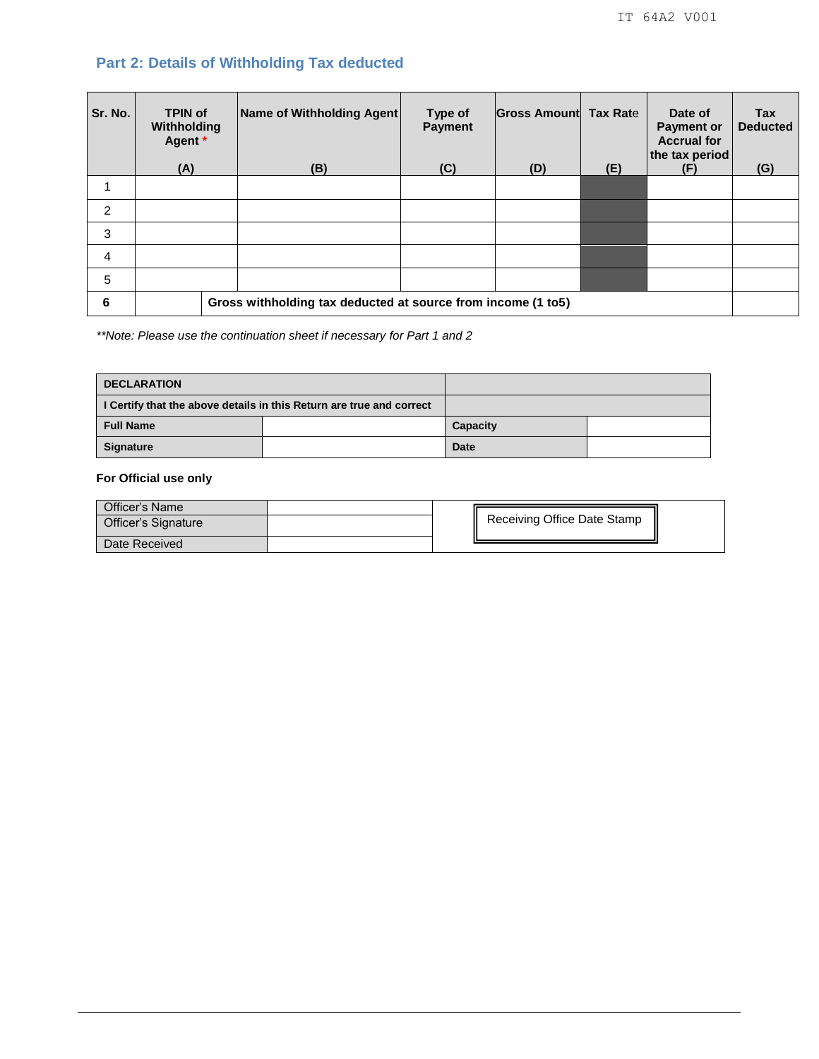## Part 2: Details of Withholding Tax deducted

| Sr. No. | TPIN of Withholding Agent * (A) | Name of Withholding Agent (B) | Type of Payment (C) | Gross Amount (D) | Tax Rate (E) | Date of Payment or Accrual for the tax period (F) | Tax Deducted (G) |
|---|---|---|---|---|---|---|---|
| 1 | | | | | | | |
| 2 | | | | | | | |
| 3 | | | | | | | |
| 4 | | | | | | | |
| 5 | | | | | | | |
| **6** | | **Gross withholding tax deducted at source from income (1 to5)** | | | | | |

*\*\*Note: Please use the continuation sheet if necessary for Part 1 and 2*

| **DECLARATION** | | | |
|---|---|---|---|
| **I Certify that the above details in this Return are true and correct** | | | |
| **Full Name** | | **Capacity** | |
| **Signature** | | **Date** | |

**For Official use only**

| | | |
|---|---|---|
| Officer's Name | | Receiving Office Date Stamp |
| Officer's Signature | | |
| Date Received | | |